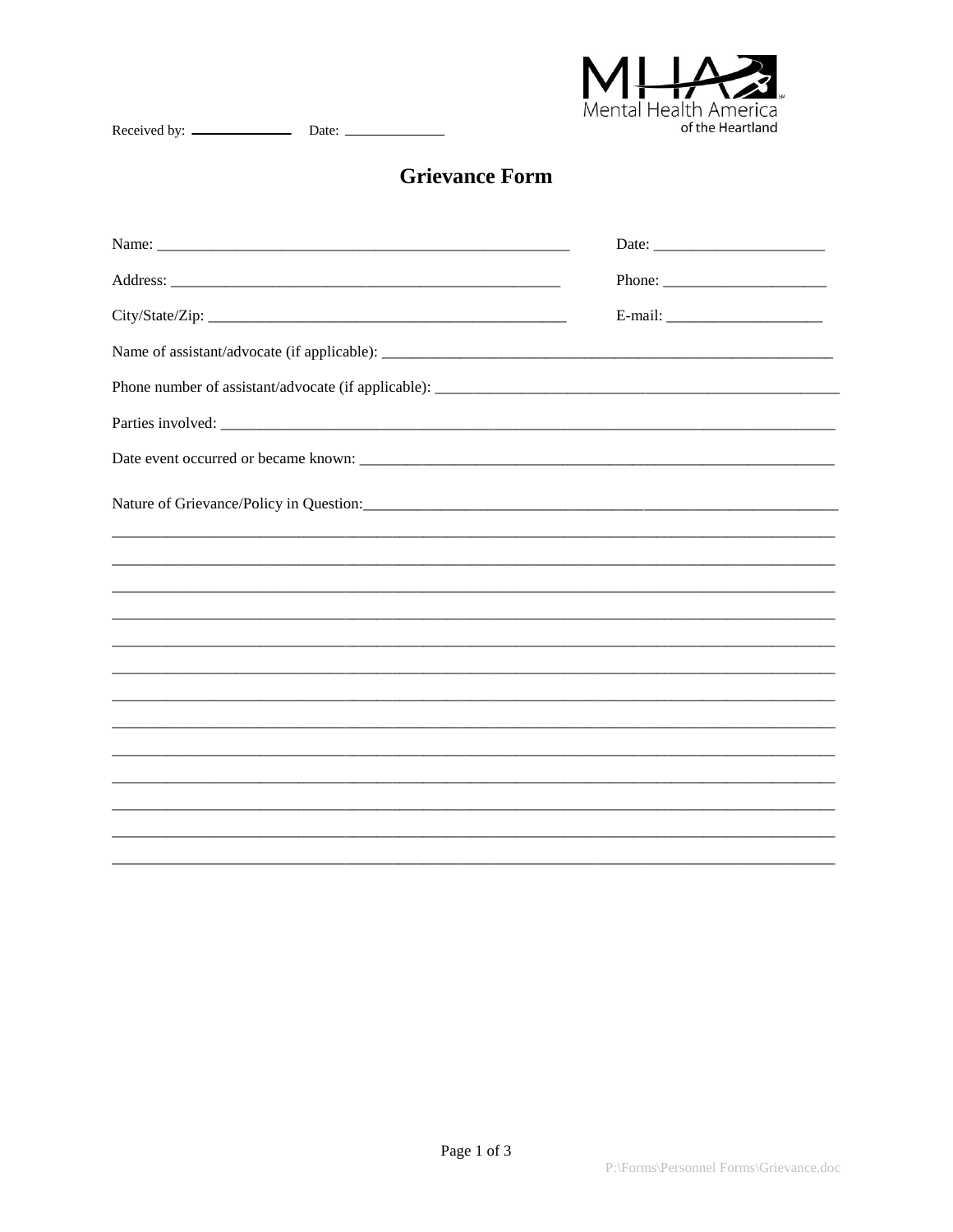Received by: ____________ Date: ____________

Mental Health America of the Heartland

# Grievance Form

Name: ______________________________________________ Date: ____________________

Address: ____________________________________________ Phone: ___________________

City/State/Zip: _______________________________________ E-mail: __________________

Name of assistant/advocate (if applicable): ____________________________________________________

Phone number of assistant/advocate (if applicable): ______________________________________________

Parties involved: ___________________________________________________________________________

Date event occurred or became known: _______________________________________________________

Nature of Grievance/Policy in Question:_______________________________________________________

___________________________________________________________________________________________

___________________________________________________________________________________________

___________________________________________________________________________________________

___________________________________________________________________________________________

___________________________________________________________________________________________

___________________________________________________________________________________________

___________________________________________________________________________________________

___________________________________________________________________________________________

___________________________________________________________________________________________

___________________________________________________________________________________________

___________________________________________________________________________________________

___________________________________________________________________________________________

___________________________________________________________________________________________

P:\Forms\Personnel Forms\Grievance.doc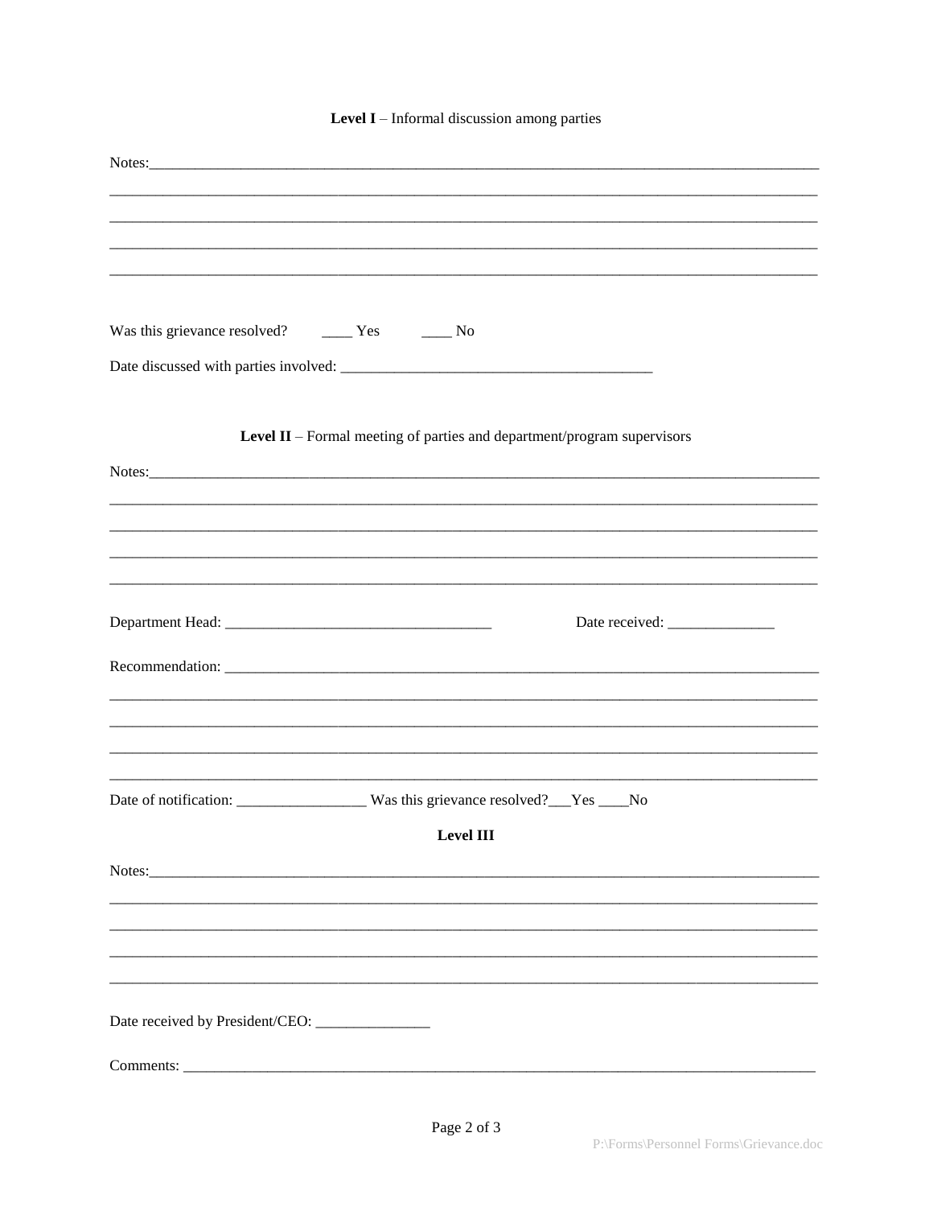**Level I** – Informal discussion among parties

Notes:____________________________________________________________________________________

___________________________________________________________________________________________

___________________________________________________________________________________________

___________________________________________________________________________________________

___________________________________________________________________________________________

Was this grievance resolved? ____ Yes ____ No

Date discussed with parties involved: ________________________________________

**Level II** – Formal meeting of parties and department/program supervisors

Notes:____________________________________________________________________________________

___________________________________________________________________________________________

___________________________________________________________________________________________

___________________________________________________________________________________________

___________________________________________________________________________________________

Department Head: ___________________________________ Date received: ______________

Recommendation: ___________________________________________________________________________

___________________________________________________________________________________________

___________________________________________________________________________________________

___________________________________________________________________________________________

___________________________________________________________________________________________

Date of notification: _________________ Was this grievance resolved?___Yes ____No

**Level III**

Notes:____________________________________________________________________________________

___________________________________________________________________________________________

___________________________________________________________________________________________

___________________________________________________________________________________________

___________________________________________________________________________________________

Date received by President/CEO: _______________

Comments: _________________________________________________________________________________

P:\Forms\Personnel Forms\Grievance.doc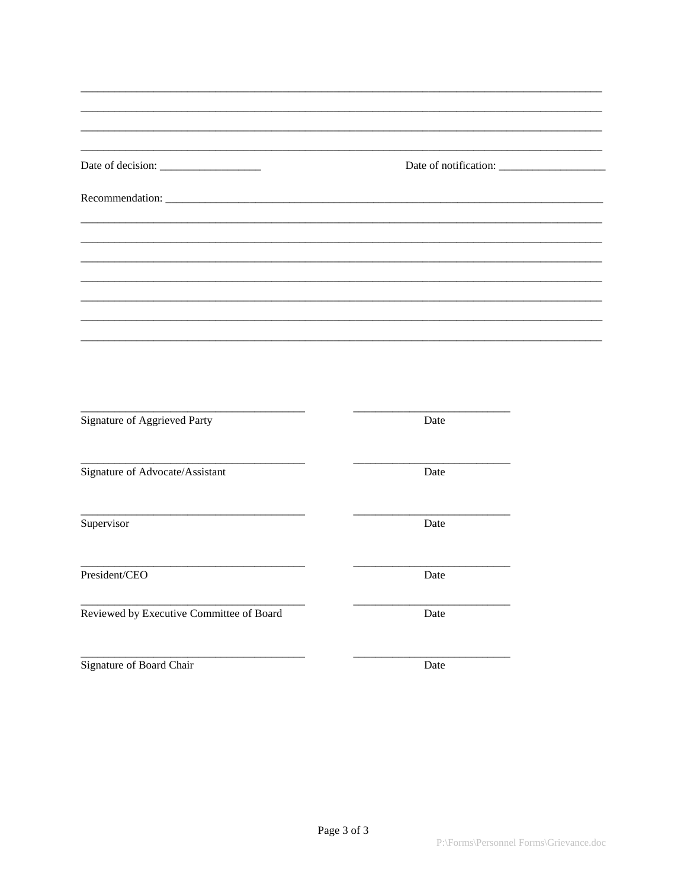\_\_\_\_\_\_\_\_\_\_\_\_\_\_\_\_\_\_\_\_\_\_\_\_\_\_\_\_\_\_\_\_\_\_\_\_\_\_\_\_\_\_\_\_\_\_\_\_\_\_\_\_\_\_\_\_\_\_\_\_\_\_\_\_\_\_\_\_\_\_\_\_\_\_\_\_

\_\_\_\_\_\_\_\_\_\_\_\_\_\_\_\_\_\_\_\_\_\_\_\_\_\_\_\_\_\_\_\_\_\_\_\_\_\_\_\_\_\_\_\_\_\_\_\_\_\_\_\_\_\_\_\_\_\_\_\_\_\_\_\_\_\_\_\_\_\_\_\_\_\_\_\_

\_\_\_\_\_\_\_\_\_\_\_\_\_\_\_\_\_\_\_\_\_\_\_\_\_\_\_\_\_\_\_\_\_\_\_\_\_\_\_\_\_\_\_\_\_\_\_\_\_\_\_\_\_\_\_\_\_\_\_\_\_\_\_\_\_\_\_\_\_\_\_\_\_\_\_\_

\_\_\_\_\_\_\_\_\_\_\_\_\_\_\_\_\_\_\_\_\_\_\_\_\_\_\_\_\_\_\_\_\_\_\_\_\_\_\_\_\_\_\_\_\_\_\_\_\_\_\_\_\_\_\_\_\_\_\_\_\_\_\_\_\_\_\_\_\_\_\_\_\_\_\_\_

Date of decision: \_\_\_\_\_\_\_\_\_\_\_\_\_\_\_\_\_\_ Date of notification: \_\_\_\_\_\_\_\_\_\_\_\_\_\_\_\_\_\_\_

Recommendation: \_\_\_\_\_\_\_\_\_\_\_\_\_\_\_\_\_\_\_\_\_\_\_\_\_\_\_\_\_\_\_\_\_\_\_\_\_\_\_\_\_\_\_\_\_\_\_\_\_\_\_\_\_\_\_\_\_\_\_\_\_\_\_

\_\_\_\_\_\_\_\_\_\_\_\_\_\_\_\_\_\_\_\_\_\_\_\_\_\_\_\_\_\_\_\_\_\_\_\_\_\_\_\_\_\_\_\_\_\_\_\_\_\_\_\_\_\_\_\_\_\_\_\_\_\_\_\_\_\_\_\_\_\_\_\_\_\_\_\_

\_\_\_\_\_\_\_\_\_\_\_\_\_\_\_\_\_\_\_\_\_\_\_\_\_\_\_\_\_\_\_\_\_\_\_\_\_\_\_\_\_\_\_\_\_\_\_\_\_\_\_\_\_\_\_\_\_\_\_\_\_\_\_\_\_\_\_\_\_\_\_\_\_\_\_\_

\_\_\_\_\_\_\_\_\_\_\_\_\_\_\_\_\_\_\_\_\_\_\_\_\_\_\_\_\_\_\_\_\_\_\_\_\_\_\_\_\_\_\_\_\_\_\_\_\_\_\_\_\_\_\_\_\_\_\_\_\_\_\_\_\_\_\_\_\_\_\_\_\_\_\_\_

\_\_\_\_\_\_\_\_\_\_\_\_\_\_\_\_\_\_\_\_\_\_\_\_\_\_\_\_\_\_\_\_\_\_\_\_\_\_\_\_\_\_\_\_\_\_\_\_\_\_\_\_\_\_\_\_\_\_\_\_\_\_\_\_\_\_\_\_\_\_\_\_\_\_\_\_

\_\_\_\_\_\_\_\_\_\_\_\_\_\_\_\_\_\_\_\_\_\_\_\_\_\_\_\_\_\_\_\_\_\_\_\_\_\_\_\_\_\_\_\_\_\_\_\_\_\_\_\_\_\_\_\_\_\_\_\_\_\_\_\_\_\_\_\_\_\_\_\_\_\_\_\_

\_\_\_\_\_\_\_\_\_\_\_\_\_\_\_\_\_\_\_\_\_\_\_\_\_\_\_\_\_\_\_\_\_\_\_\_\_\_\_\_\_\_\_\_\_\_\_\_\_\_\_\_\_\_\_\_\_\_\_\_\_\_\_\_\_\_\_\_\_\_\_\_\_\_\_\_

\_\_\_\_\_\_\_\_\_\_\_\_\_\_\_\_\_\_\_\_\_\_\_\_\_\_\_\_\_\_\_\_\_\_\_\_\_\_\_\_\_\_\_\_\_\_\_\_\_\_\_\_\_\_\_\_\_\_\_\_\_\_\_\_\_\_\_\_\_\_\_\_\_\_\_\_

\_\_\_\_\_\_\_\_\_\_\_\_\_\_\_\_\_\_\_\_\_\_\_\_\_\_\_\_\_\_\_\_\_\_\_\_\_\_\_\_\_\_\_\_\_\_\_\_\_\_\_\_ \_\_\_\_\_\_\_\_\_\_\_\_\_\_\_\_\_\_\_\_\_\_\_\_\_\_\_

Signature of Aggrieved Party Date

\_\_\_\_\_\_\_\_\_\_\_\_\_\_\_\_\_\_\_\_\_\_\_\_\_\_\_\_\_\_\_\_\_\_\_\_\_\_\_\_\_\_\_\_\_\_\_\_\_\_\_\_ \_\_\_\_\_\_\_\_\_\_\_\_\_\_\_\_\_\_\_\_\_\_\_\_\_\_\_

Signature of Advocate/Assistant Date

\_\_\_\_\_\_\_\_\_\_\_\_\_\_\_\_\_\_\_\_\_\_\_\_\_\_\_\_\_\_\_\_\_\_\_\_\_\_\_\_\_\_\_\_\_\_\_\_\_\_\_\_ \_\_\_\_\_\_\_\_\_\_\_\_\_\_\_\_\_\_\_\_\_\_\_\_\_\_\_

Supervisor Date

\_\_\_\_\_\_\_\_\_\_\_\_\_\_\_\_\_\_\_\_\_\_\_\_\_\_\_\_\_\_\_\_\_\_\_\_\_\_\_\_\_\_\_\_\_\_\_\_\_\_\_\_ \_\_\_\_\_\_\_\_\_\_\_\_\_\_\_\_\_\_\_\_\_\_\_\_\_\_\_

President/CEO Date

\_\_\_\_\_\_\_\_\_\_\_\_\_\_\_\_\_\_\_\_\_\_\_\_\_\_\_\_\_\_\_\_\_\_\_\_\_\_\_\_\_\_\_\_\_\_\_\_\_\_\_\_ \_\_\_\_\_\_\_\_\_\_\_\_\_\_\_\_\_\_\_\_\_\_\_\_\_\_\_

Reviewed by Executive Committee of Board Date

\_\_\_\_\_\_\_\_\_\_\_\_\_\_\_\_\_\_\_\_\_\_\_\_\_\_\_\_\_\_\_\_\_\_\_\_\_\_\_\_\_\_\_\_\_\_\_\_\_\_\_\_ \_\_\_\_\_\_\_\_\_\_\_\_\_\_\_\_\_\_\_\_\_\_\_\_\_\_\_

Signature of Board Chair Date